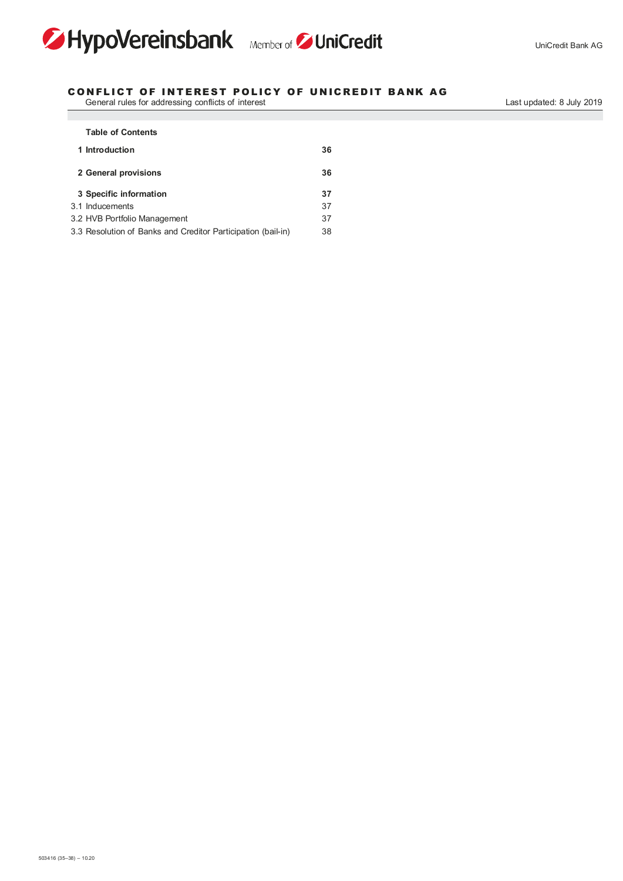# CONFLICT OF INTEREST POLICY OF UNICREDIT BANK AG

General rules for addressing conflicts of interest

Last updated: 8 July 2019

**Table of Contents**

| | |
|---|---|
| **1 Introduction** | **36** |
| **2 General provisions** | **36** |
| **3 Specific information** | **37** |
| 3.1 Inducements | 37 |
| 3.2 HVB Portfolio Management | 37 |
| 3.3 Resolution of Banks and Creditor Participation (bail-in) | 38 |

503416 (35–38) – 10.20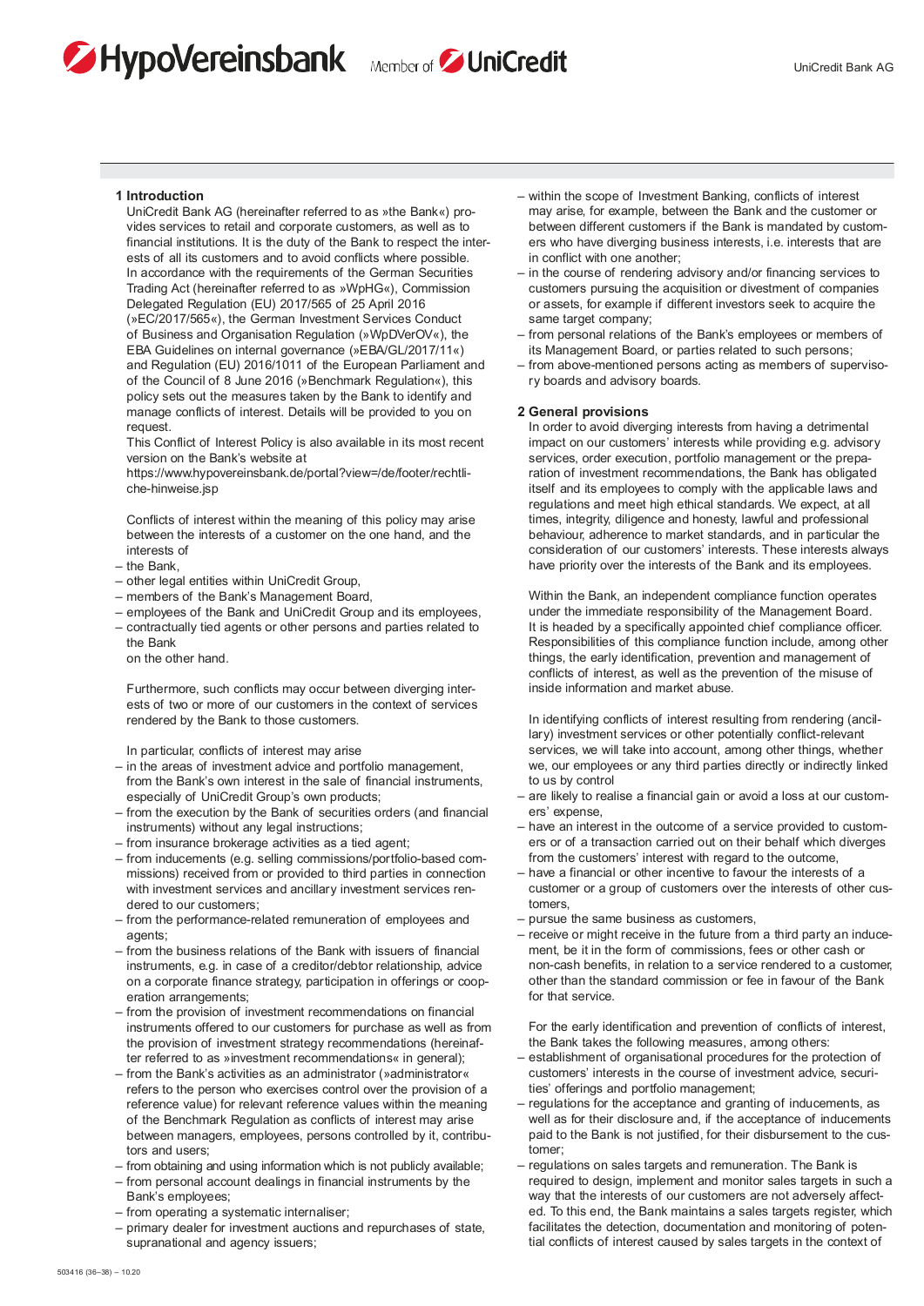## 1 Introduction

UniCredit Bank AG (hereinafter referred to as »the Bank«) provides services to retail and corporate customers, as well as to financial institutions. It is the duty of the Bank to respect the interests of all its customers and to avoid conflicts where possible. In accordance with the requirements of the German Securities Trading Act (hereinafter referred to as »WpHG«), Commission Delegated Regulation (EU) 2017/565 of 25 April 2016 (»EC/2017/565«), the German Investment Services Conduct of Business and Organisation Regulation (»WpDVerOV«), the EBA Guidelines on internal governance (»EBA/GL/2017/11«) and Regulation (EU) 2016/1011 of the European Parliament and of the Council of 8 June 2016 (»Benchmark Regulation«), this policy sets out the measures taken by the Bank to identify and manage conflicts of interest. Details will be provided to you on request.

This Conflict of Interest Policy is also available in its most recent version on the Bank's website at
https://www.hypovereinsbank.de/portal?view=/de/footer/rechtliche-hinweise.jsp

Conflicts of interest within the meaning of this policy may arise between the interests of a customer on the one hand, and the interests of

- the Bank,
- other legal entities within UniCredit Group,
- members of the Bank's Management Board,
- employees of the Bank and UniCredit Group and its employees,
- contractually tied agents or other persons and parties related to the Bank

on the other hand.

Furthermore, such conflicts may occur between diverging interests of two or more of our customers in the context of services rendered by the Bank to those customers.

In particular, conflicts of interest may arise

- in the areas of investment advice and portfolio management, from the Bank's own interest in the sale of financial instruments, especially of UniCredit Group's own products;
- from the execution by the Bank of securities orders (and financial instruments) without any legal instructions;
- from insurance brokerage activities as a tied agent;
- from inducements (e.g. selling commissions/portfolio-based commissions) received from or provided to third parties in connection with investment services and ancillary investment services rendered to our customers;
- from the performance-related remuneration of employees and agents;
- from the business relations of the Bank with issuers of financial instruments, e.g. in case of a creditor/debtor relationship, advice on a corporate finance strategy, participation in offerings or cooperation arrangements;
- from the provision of investment recommendations on financial instruments offered to our customers for purchase as well as from the provision of investment strategy recommendations (hereinafter referred to as »investment recommendations« in general);
- from the Bank's activities as an administrator (»administrator« refers to the person who exercises control over the provision of a reference value) for relevant reference values within the meaning of the Benchmark Regulation as conflicts of interest may arise between managers, employees, persons controlled by it, contributors and users;
- from obtaining and using information which is not publicly available;
- from personal account dealings in financial instruments by the Bank's employees;
- from operating a systematic internaliser;
- primary dealer for investment auctions and repurchases of state, supranational and agency issuers;
- within the scope of Investment Banking, conflicts of interest may arise, for example, between the Bank and the customer or between different customers if the Bank is mandated by customers who have diverging business interests, i.e. interests that are in conflict with one another;
- in the course of rendering advisory and/or financing services to customers pursuing the acquisition or divestment of companies or assets, for example if different investors seek to acquire the same target company;
- from personal relations of the Bank's employees or members of its Management Board, or parties related to such persons;
- from above-mentioned persons acting as members of supervisory boards and advisory boards.

## 2 General provisions

In order to avoid diverging interests from having a detrimental impact on our customers' interests while providing e.g. advisory services, order execution, portfolio management or the preparation of investment recommendations, the Bank has obligated itself and its employees to comply with the applicable laws and regulations and meet high ethical standards. We expect, at all times, integrity, diligence and honesty, lawful and professional behaviour, adherence to market standards, and in particular the consideration of our customers' interests. These interests always have priority over the interests of the Bank and its employees.

Within the Bank, an independent compliance function operates under the immediate responsibility of the Management Board. It is headed by a specifically appointed chief compliance officer. Responsibilities of this compliance function include, among other things, the early identification, prevention and management of conflicts of interest, as well as the prevention of the misuse of inside information and market abuse.

In identifying conflicts of interest resulting from rendering (ancillary) investment services or other potentially conflict-relevant services, we will take into account, among other things, whether we, our employees or any third parties directly or indirectly linked to us by control

- are likely to realise a financial gain or avoid a loss at our customers' expense,
- have an interest in the outcome of a service provided to customers or of a transaction carried out on their behalf which diverges from the customers' interest with regard to the outcome,
- have a financial or other incentive to favour the interests of a customer or a group of customers over the interests of other customers,
- pursue the same business as customers,
- receive or might receive in the future from a third party an inducement, be it in the form of commissions, fees or other cash or non-cash benefits, in relation to a service rendered to a customer, other than the standard commission or fee in favour of the Bank for that service.

For the early identification and prevention of conflicts of interest, the Bank takes the following measures, among others:

- establishment of organisational procedures for the protection of customers' interests in the course of investment advice, securities' offerings and portfolio management;
- regulations for the acceptance and granting of inducements, as well as for their disclosure and, if the acceptance of inducements paid to the Bank is not justified, for their disbursement to the customer;
- regulations on sales targets and remuneration. The Bank is required to design, implement and monitor sales targets in such a way that the interests of our customers are not adversely affected. To this end, the Bank maintains a sales targets register, which facilitates the detection, documentation and monitoring of potential conflicts of interest caused by sales targets in the context of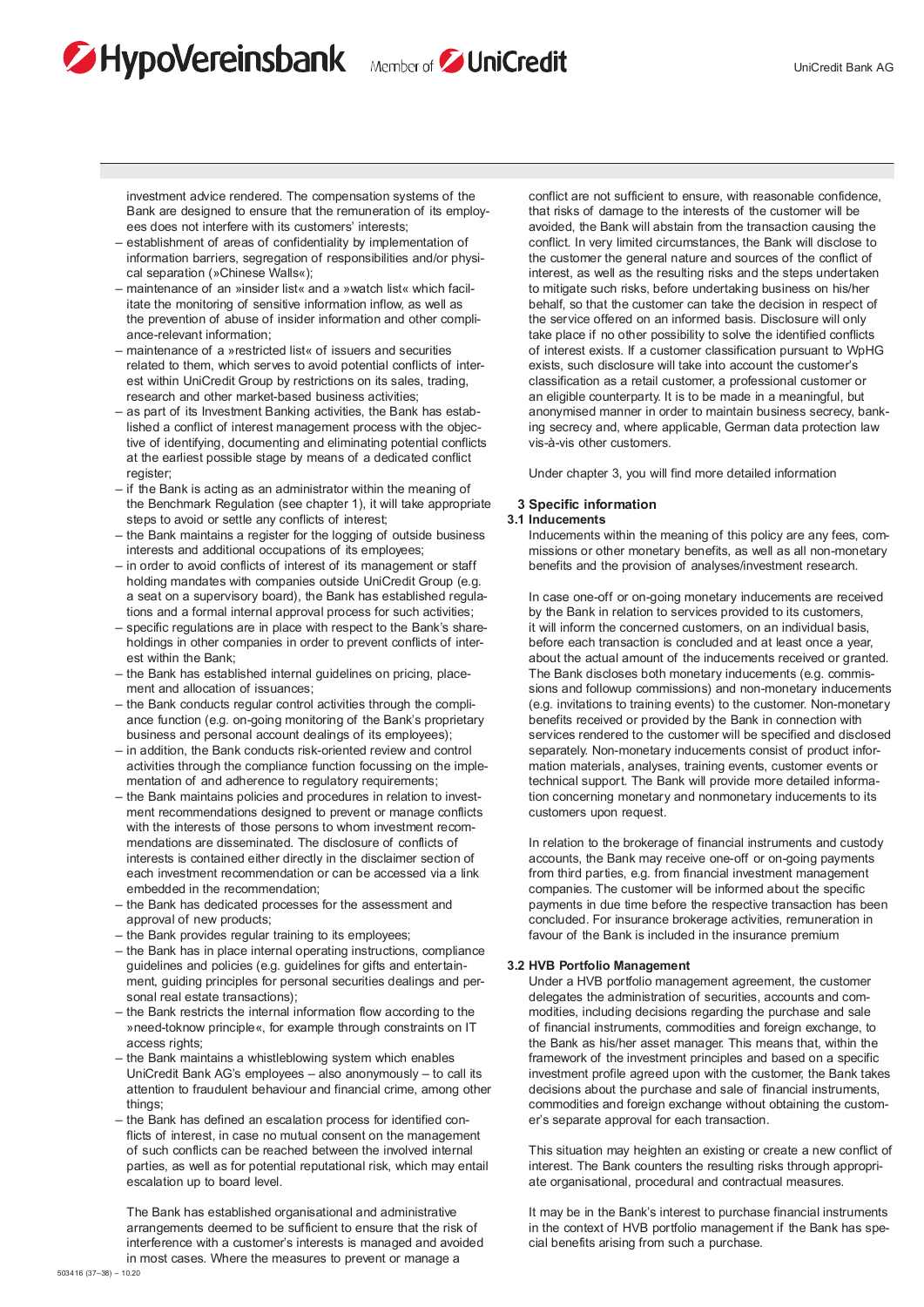investment advice rendered. The compensation systems of the Bank are designed to ensure that the remuneration of its employees does not interfere with its customers' interests;

- establishment of areas of confidentiality by implementation of information barriers, segregation of responsibilities and/or physical separation (»Chinese Walls«);
- maintenance of an »insider list« and a »watch list« which facilitate the monitoring of sensitive information inflow, as well as the prevention of abuse of insider information and other compliance-relevant information;
- maintenance of a »restricted list« of issuers and securities related to them, which serves to avoid potential conflicts of interest within UniCredit Group by restrictions on its sales, trading, research and other market-based business activities;
- as part of its Investment Banking activities, the Bank has established a conflict of interest management process with the objective of identifying, documenting and eliminating potential conflicts at the earliest possible stage by means of a dedicated conflict register;
- if the Bank is acting as an administrator within the meaning of the Benchmark Regulation (see chapter 1), it will take appropriate steps to avoid or settle any conflicts of interest;
- the Bank maintains a register for the logging of outside business interests and additional occupations of its employees;
- in order to avoid conflicts of interest in management or staff holding mandates with companies outside UniCredit Group (e.g. a seat on a supervisory board), the Bank has established regulations and a formal internal approval process for such activities;
- specific regulations are in place with respect to the Bank's shareholdings in other companies in order to prevent conflicts of interest within the Bank;
- the Bank has established internal guidelines on pricing, placement and allocation of issuances;
- the Bank conducts regular control activities through the compliance function (e.g. on-going monitoring of the Bank's proprietary business and personal account dealings of its employees);
- in addition, the Bank conducts risk-oriented review and control activities through the compliance function on the implementation of and adherence to regulatory requirements;
- the Bank maintains policies and procedures in relation to investment recommendations designed to prevent or manage conflicts with the interests of those persons to whom investment recommendations are disseminated. The disclosure of conflicts of interests is contained either directly in the disclaimer section of each investment recommendation or can be accessed via a link embedded in the recommendation;
- the Bank has dedicated processes for the assessment and approval of new products;
- the Bank provides regular training to its employees;
- the Bank has in place internal operating instructions, compliance guidelines and policies (e.g. guidelines for gifts and entertainment, guiding principles for personal securities dealings and personal real estate transactions);
- the Bank restricts the internal information flow according to the »need-toknow principle«, for example through constraints on IT access rights;
- the Bank maintains a whistleblowing system which enables UniCredit Bank AG's employees – also anonymously – to call its attention to fraudulent behaviour and financial crime, among other things;
- the Bank has defined an escalation process for identified conflicts of interest, in case no mutual consent on the management of such conflicts can be reached between the involved internal parties, as well as for potential reputational risk, which may entail escalation up to board level.

The Bank has established organisational and administrative arrangements deemed to be sufficient to ensure that the risk of interference with a customer's interests is managed and avoided in most cases. Where the measures to prevent or manage a conflict are not sufficient to ensure, with reasonable confidence, that risks of damage to the interests of the customer will be avoided, the Bank will abstain from the transaction causing the conflict. In very limited circumstances, the Bank will disclose to the customer the general nature and sources of the conflict of interest, as well as the resulting risks and the steps undertaken to mitigate such risks, before undertaking business on his/her behalf, so that the customer can take the decision in respect of the service offered on an informed basis. Disclosure will only take place if no other possibility to solve the identified conflicts of interest exists. If a customer classification pursuant to WpHG exists, such disclosure will take into account the customer's classification as a retail customer, a professional customer or an eligible counterparty. It is to be made in a meaningful, but anonymised manner in order to maintain business secrecy, banking secrecy and, where applicable, German data protection law vis-à-vis other customers.

Under chapter 3, you will find more detailed information

## 3 Specific information

### 3.1 Inducements

Inducements within the meaning of this policy are any fees, commissions or other monetary benefits, as well as all non-monetary benefits and the provision of analyses/investment research.

In case one-off or on-going monetary inducements are received by the Bank in relation to services provided to its customers, it will inform the concerned customers, on an individual basis, before each transaction is concluded and at least once a year, about the actual amount of the inducements received or granted. The Bank discloses both monetary inducements (e.g. commissions and followup commissions) and non-monetary inducements (e.g. invitations to training events) to the customer. Non-monetary benefits received or provided by the Bank in connection with services rendered to the customer will be specified and disclosed separately. Non-monetary inducements consist of product information materials, analyses, training events, customer events or technical support. The Bank will provide more detailed information concerning monetary and nonmonetary inducements to its customers upon request.

In relation to the brokerage of financial instruments and custody accounts, the Bank may receive one-off or on-going payments from third parties, e.g. from financial investment management companies. The customer will be informed about the specific payments in due time before the respective transaction has been concluded. For insurance brokerage activities, remuneration in favour of the Bank is included in the insurance premium

### 3.2 HVB Portfolio Management

Under a HVB portfolio management agreement, the customer delegates the administration of securities, accounts and commodities, including decisions regarding the purchase and sale of financial instruments, commodities and foreign exchange, to the Bank as his/her asset manager. This means that, within the framework of the investment principles and based on a specific investment profile agreed upon with the customer, the Bank takes decisions about the purchase and sale of financial instruments, commodities and foreign exchange without obtaining the customer's separate approval for each transaction.

This situation may heighten an existing or create a new conflict of interest. The Bank counters the resulting risks through appropriate organisational, procedural and contractual measures.

It may be in the Bank's interest to purchase financial instruments in the context of HVB portfolio management if the Bank has special benefits arising from such a purchase.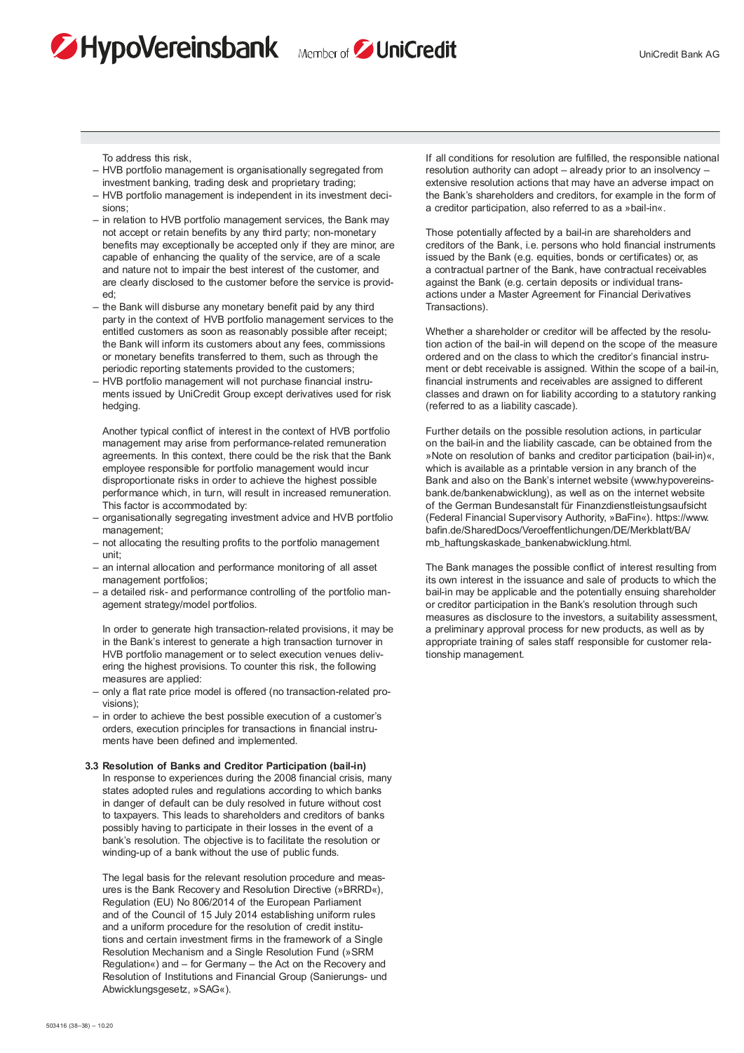To address this risk,

- HVB portfolio management is organisationally segregated from investment banking, trading desk and proprietary trading;
- HVB portfolio management is independent in its investment decisions;
- in relation to HVB portfolio management services, the Bank may not accept or retain benefits by any third party; non-monetary benefits may exceptionally be accepted only if they are minor, are capable of enhancing the quality of the service, are of a scale and nature not to impair the best interest of the customer, and are clearly disclosed to the customer before the service is provided;
- the Bank will disburse any monetary benefit paid by any third party in the context of HVB portfolio management services to the entitled customers as soon as reasonably possible after receipt; the Bank will inform its customers about any fees, commissions or monetary benefits transferred to them, such as through the periodic reporting statements provided to the customers;
- HVB portfolio management will not purchase financial instruments issued by UniCredit Group except derivatives used for risk hedging.

Another typical conflict of interest in the context of HVB portfolio management may arise from performance-related remuneration agreements. In this context, there could be the risk that the Bank employee responsible for portfolio management would incur disproportionate risks in order to achieve the highest possible performance which, in turn, will result in increased remuneration. This factor is accommodated by:

- organisationally segregating investment advice and HVB portfolio management;
- not allocating the resulting profits to the portfolio management unit;
- an internal allocation and performance monitoring of all asset management portfolios;
- a detailed risk- and performance controlling of the portfolio management strategy/model portfolios.

In order to generate high transaction-related provisions, it may be in the Bank's interest to generate a high transaction turnover in HVB portfolio management or to select execution venues delivering the highest provisions. To counter this risk, the following measures are applied:

- only a flat rate price model is offered (no transaction-related provisions);
- in order to achieve the best possible execution of a customer's orders, execution principles for transactions in financial instruments have been defined and implemented.

### 3.3 Resolution of Banks and Creditor Participation (bail-in)

In response to experiences during the 2008 financial crisis, many states adopted rules and regulations according to which banks in danger of default can be duly resolved in future without cost to taxpayers. This leads to shareholders and creditors of banks possibly having to participate in their losses in the event of a bank's resolution. The objective is to facilitate the resolution or winding-up of a bank without the use of public funds.

The legal basis for the relevant resolution procedure and measures is the Bank Recovery and Resolution Directive (»BRRD«), Regulation (EU) No 806/2014 of the European Parliament and of the Council of 15 July 2014 establishing uniform rules and a uniform procedure for the resolution of credit institutions and certain investment firms in the framework of a Single Resolution Mechanism and a Single Resolution Fund (»SRM Regulation«) and – for Germany – the Act on the Recovery and Resolution of Institutions and Financial Group (Sanierungs- und Abwicklungsgesetz, »SAG«).

If all conditions for resolution are fulfilled, the responsible national resolution authority can adopt – already prior to an insolvency – extensive resolution actions that may have an adverse impact on the Bank's shareholders and creditors, for example in the form of a creditor participation, also referred to as a »bail-in«.

Those potentially affected by a bail-in are shareholders and creditors of the Bank, i.e. persons who hold financial instruments issued by the Bank (e.g. equities, bonds or certificates) or, as a contractual partner of the Bank, have contractual receivables against the Bank (e.g. certain deposits or individual transactions under a Master Agreement for Financial Derivatives Transactions).

Whether a shareholder or creditor will be affected by the resolution action of the bail-in will depend on the scope of the measure ordered and on the class to which the creditor's financial instrument or debt receivable is assigned. Within the scope of a bail-in, financial instruments and receivables are assigned to different classes and drawn on for liability according to a statutory ranking (referred to as a liability cascade).

Further details on the possible resolution actions, in particular on the bail-in and the liability cascade, can be obtained from the »Note on resolution of banks and creditor participation (bail-in)«, which is available as a printable version in any branch of the Bank and also on the Bank's internet website (www.hypovereinsbank.de/bankenabwicklung), as well as on the internet website of the German Bundesanstalt für Finanzdienstleistungsaufsicht (Federal Financial Supervisory Authority, »BaFin«). https://www.bafin.de/SharedDocs/Veroeffentlichungen/DE/Merkblatt/BA/mb_haftungskaskade_bankenabwicklung.html.

The Bank manages the possible conflict of interest resulting from its own interest in the issuance and sale of products to which the bail-in may be applicable and the potentially ensuing shareholder or creditor participation in the Bank's resolution through such measures as disclosure to the investors, a suitability assessment, a preliminary approval process for new products, as well as by appropriate training of sales staff responsible for customer relationship management.